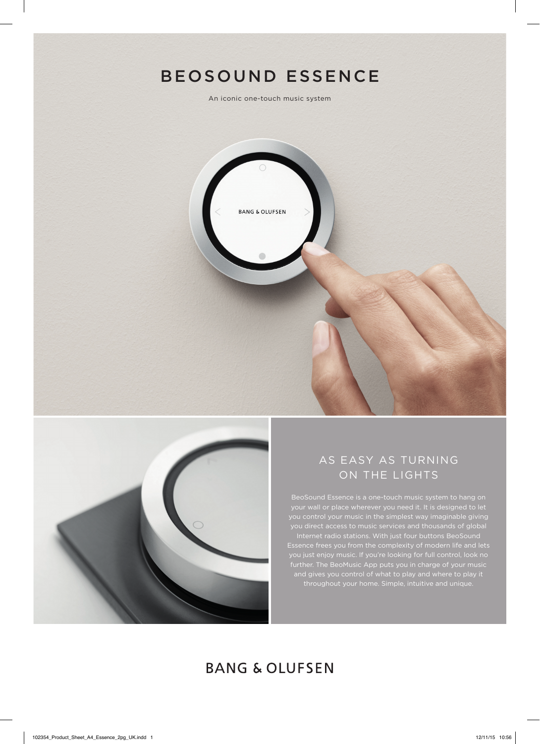# BEOSOUND ESSENCE

An iconic one-touch music system

## AS EASY AS TURNING ON THE LIGHTS

BeoSound Essence is a one-touch music system to hang on your wall or place wherever you need it. It is designed to let you control your music in the simplest way imaginable giving you direct access to music services and thousands of global Internet radio stations. With just four buttons BeoSound Essence frees you from the complexity of modern life and lets you just enjoy music. If you're looking for full control, look no further. The BeoMusic App puts you in charge of your music and gives you control of what to play and where to play it throughout your home. Simple, intuitive and unique.

BANG & OLUFSEN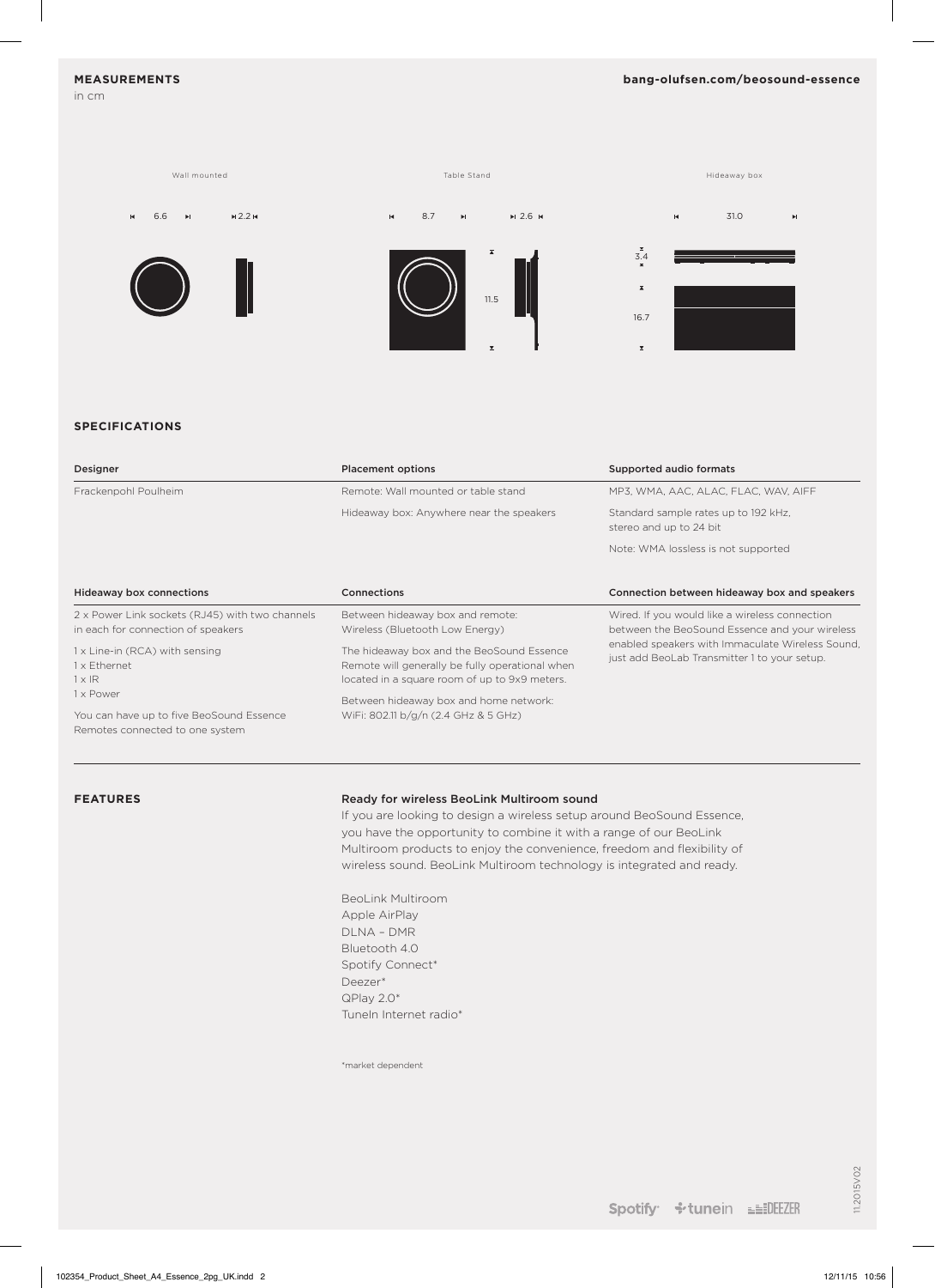## MEASUREMENTS

in cm

**bang-olufsen.com/beosound-essence**

Wall mounted

6.6

2.2

Table Stand

8.7

2.6

11.5

Hideaway box

31.0

3.4

16.7

## SPECIFICATIONS

| Designer | Placement options | Supported audio formats |
|---|---|---|
| Frackenpohl Poulheim | Remote: Wall mounted or table stand<br><br>Hideaway box: Anywhere near the speakers | MP3, WMA, AAC, ALAC, FLAC, WAV, AIFF<br><br>Standard sample rates up to 192 kHz, stereo and up to 24 bit<br><br>Note: WMA lossless is not supported |

| Hideaway box connections | Connections | Connection between hideaway box and speakers |
|---|---|---|
| 2 x Power Link sockets (RJ45) with two channels in each for connection of speakers<br><br>1 x Line-in (RCA) with sensing<br>1 x Ethernet<br>1 x IR<br>1 x Power<br><br>You can have up to five BeoSound Essence Remotes connected to one system | Between hideaway box and remote: Wireless (Bluetooth Low Energy)<br><br>The hideaway box and the BeoSound Essence Remote will generally be fully operational when located in a square room of up to 9x9 meters.<br><br>Between hideaway box and home network: WiFi: 802.11 b/g/n (2.4 GHz & 5 GHz) | Wired. If you would like a wireless connection between the BeoSound Essence and your wireless enabled speakers with Immaculate Wireless Sound, just add BeoLab Transmitter 1 to your setup. |

## FEATURES

**Ready for wireless BeoLink Multiroom sound**

If you are looking to design a wireless setup around BeoSound Essence, you have the opportunity to combine it with a range of our BeoLink Multiroom products to enjoy the convenience, freedom and flexibility of wireless sound. BeoLink Multiroom technology is integrated and ready.

BeoLink Multiroom
Apple AirPlay
DLNA – DMR
Bluetooth 4.0
Spotify Connect*
Deezer*
QPlay 2.0*
TuneIn Internet radio*

*market dependent

Spotify tunein DEEZER

11.2015V02